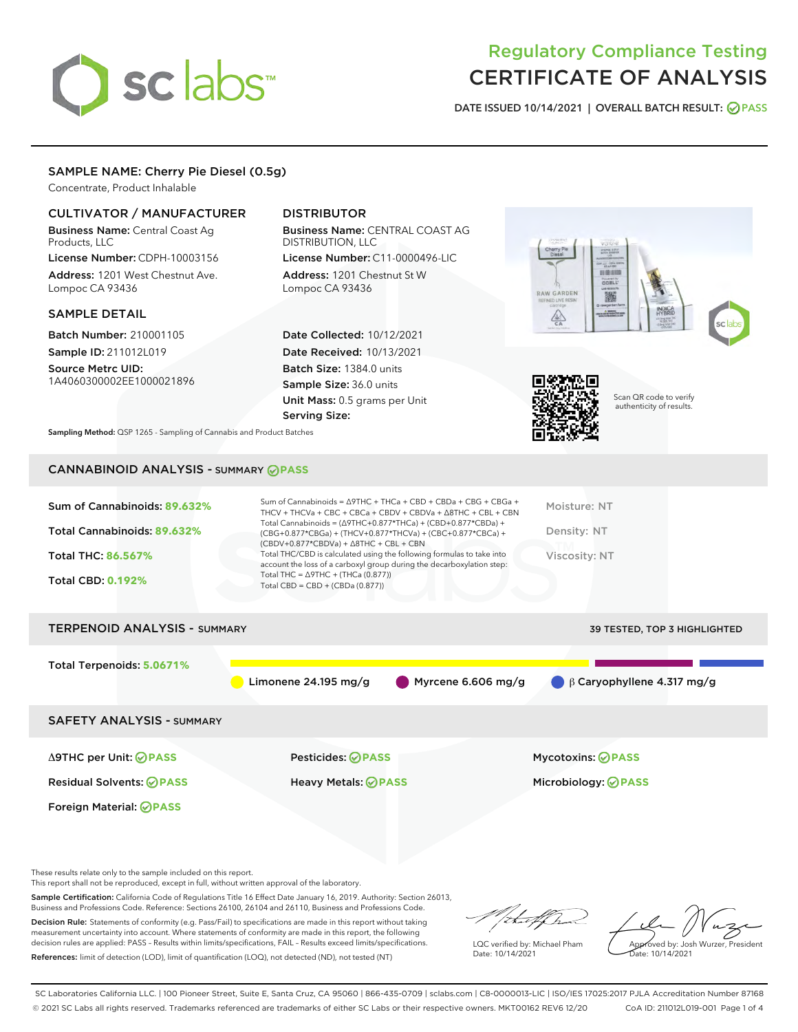# Regulatory Compliance Testing
# CERTIFICATE OF ANALYSIS

**DATE ISSUED 10/14/2021 | OVERALL BATCH RESULT: PASS**

## SAMPLE NAME: Cherry Pie Diesel (0.5g)

Concentrate, Product Inhalable

### CULTIVATOR / MANUFACTURER

**Business Name:** Central Coast Ag Products, LLC

**License Number:** CDPH-10003156

**Address:** 1201 West Chestnut Ave. Lompoc CA 93436

### DISTRIBUTOR

**Business Name:** CENTRAL COAST AG DISTRIBUTION, LLC

**License Number:** C11-0000496-LIC

**Address:** 1201 Chestnut St W Lompoc CA 93436

### SAMPLE DETAIL

**Batch Number:** 210001105

**Sample ID:** 211012L019

**Source Metrc UID:** 1A4060300002EE1000021896

**Date Collected:** 10/12/2021

**Date Received:** 10/13/2021

**Batch Size:** 1384.0 units

**Sample Size:** 36.0 units

**Unit Mass:** 0.5 grams per Unit

**Serving Size:**

Scan QR code to verify authenticity of results.

**Sampling Method:** QSP 1265 - Sampling of Cannabis and Product Batches

## CANNABINOID ANALYSIS - SUMMARY PASS

**Sum of Cannabinoids: 89.632%**

**Total Cannabinoids: 89.632%**

**Total THC: 86.567%**

**Total CBD: 0.192%**

Sum of Cannabinoids = Δ9THC + THCa + CBD + CBDa + CBG + CBGa + THCV + THCVa + CBC + CBCa + CBDV + CBDVa + Δ8THC + CBL + CBN

Total Cannabinoids = (Δ9THC+0.877*THCa) + (CBD+0.877*CBDa) + (CBG+0.877*CBGa) + (THCV+0.877*THCVa) + (CBC+0.877*CBCa) + (CBDV+0.877*CBDVa) + Δ8THC + CBL + CBN

Total THC/CBD is calculated using the following formulas to take into account the loss of a carboxyl group during the decarboxylation step:

Total THC = Δ9THC + (THCa (0.877))

Total CBD = CBD + (CBDa (0.877))

Moisture: NT

Density: NT

Viscosity: NT

## TERPENOID ANALYSIS - SUMMARY

39 TESTED, TOP 3 HIGHLIGHTED

**Total Terpenoids: 5.0671%**

Limonene 24.195 mg/g | Myrcene 6.606 mg/g | β Caryophyllene 4.317 mg/g

## SAFETY ANALYSIS - SUMMARY

| | | |
|---|---|---|
| Δ9THC per Unit: PASS | Pesticides: PASS | Mycotoxins: PASS |
| Residual Solvents: PASS | Heavy Metals: PASS | Microbiology: PASS |
| Foreign Material: PASS | | |

These results relate only to the sample included on this report.
This report shall not be reproduced, except in full, without written approval of the laboratory.

**Sample Certification:** California Code of Regulations Title 16 Effect Date January 16, 2019. Authority: Section 26013, Business and Professions Code. Reference: Sections 26100, 26104 and 26110, Business and Professions Code.

**Decision Rule:** Statements of conformity (e.g. Pass/Fail) to specifications are made in this report without taking measurement uncertainty into account. Where statements of conformity are made in this report, the following decision rules are applied: PASS – Results within limits/specifications, FAIL – Results exceed limits/specifications.

**References:** limit of detection (LOD), limit of quantification (LOQ), not detected (ND), not tested (NT)

LQC verified by: Michael Pham
Date: 10/14/2021

Approved by: Josh Wurzer, President
Date: 10/14/2021

SC Laboratories California LLC. | 100 Pioneer Street, Suite E, Santa Cruz, CA 95060 | 866-435-0709 | sclabs.com | C8-0000013-LIC | ISO/IES 17025:2017 PJLA Accreditation Number 87168
© 2021 SC Labs all rights reserved. Trademarks referenced are trademarks of either SC Labs or their respective owners. MKT00162 REV6 12/20 CoA ID: 211012L019-001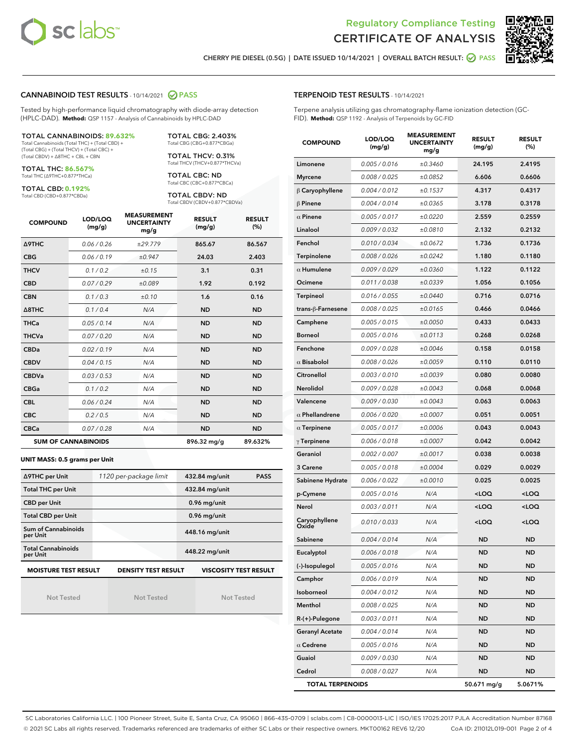CHERRY PIE DIESEL (0.5G) | DATE ISSUED 10/14/2021 | OVERALL BATCH RESULT: PASS

## CANNABINOID TEST RESULTS - 10/14/2021 PASS

Tested by high-performance liquid chromatography with diode-array detection (HPLC-DAD). **Method:** QSP 1157 - Analysis of Cannabinoids by HPLC-DAD

**TOTAL CANNABINOIDS: 89.632%**
Total Cannabinoids (Total THC) + (Total CBD) + (Total CBG) + (Total THCV) + (Total CBC) + (Total CBDV) + Δ8THC + CBL + CBN

**TOTAL THC: 86.567%**
Total THC (Δ9THC+0.877*THCa)

**TOTAL CBD: 0.192%**
Total CBD (CBD+0.877*CBDa)

**TOTAL CBG: 2.403%**
Total CBG (CBG+0.877*CBGa)

**TOTAL THCV: 0.31%**
Total THCV (THCV+0.877*THCVa)

**TOTAL CBC: ND**
Total CBC (CBC+0.877*CBCa)

**TOTAL CBDV: ND**
Total CBDV (CBDV+0.877*CBDVa)

| COMPOUND | LOD/LOQ (mg/g) | MEASUREMENT UNCERTAINTY mg/g | RESULT (mg/g) | RESULT (%) |
|---|---|---|---|---|
| Δ9THC | 0.06 / 0.26 | ±29.779 | 865.67 | 86.567 |
| CBG | 0.06 / 0.19 | ±0.947 | 24.03 | 2.403 |
| THCV | 0.1 / 0.2 | ±0.15 | 3.1 | 0.31 |
| CBD | 0.07 / 0.29 | ±0.089 | 1.92 | 0.192 |
| CBN | 0.1 / 0.3 | ±0.10 | 1.6 | 0.16 |
| Δ8THC | 0.1 / 0.4 | N/A | ND | ND |
| THCa | 0.05 / 0.14 | N/A | ND | ND |
| THCVa | 0.07 / 0.20 | N/A | ND | ND |
| CBDa | 0.02 / 0.19 | N/A | ND | ND |
| CBDV | 0.04 / 0.15 | N/A | ND | ND |
| CBDVa | 0.03 / 0.53 | N/A | ND | ND |
| CBGa | 0.1 / 0.2 | N/A | ND | ND |
| CBL | 0.06 / 0.24 | N/A | ND | ND |
| CBC | 0.2 / 0.5 | N/A | ND | ND |
| CBCa | 0.07 / 0.28 | N/A | ND | ND |
| **SUM OF CANNABINOIDS** | | | 896.32 mg/g | 89.632% |

**UNIT MASS: 0.5 grams per Unit**

| Δ9THC per Unit | 1120 per-package limit | 432.84 mg/unit | PASS |
|---|---|---|---|
| Total THC per Unit | | 432.84 mg/unit | |
| CBD per Unit | | 0.96 mg/unit | |
| Total CBD per Unit | | 0.96 mg/unit | |
| Sum of Cannabinoids per Unit | | 448.16 mg/unit | |
| Total Cannabinoids per Unit | | 448.22 mg/unit | |

| MOISTURE TEST RESULT | DENSITY TEST RESULT | VISCOSITY TEST RESULT |
|---|---|---|
| Not Tested | Not Tested | Not Tested |

## TERPENOID TEST RESULTS - 10/14/2021

Terpene analysis utilizing gas chromatography-flame ionization detection (GC-FID). **Method:** QSP 1192 - Analysis of Terpenoids by GC-FID

| COMPOUND | LOD/LOQ (mg/g) | MEASUREMENT UNCERTAINTY mg/g | RESULT (mg/g) | RESULT (%) |
|---|---|---|---|---|
| Limonene | 0.005 / 0.016 | ±0.3460 | 24.195 | 2.4195 |
| Myrcene | 0.008 / 0.025 | ±0.0852 | 6.606 | 0.6606 |
| β Caryophyllene | 0.004 / 0.012 | ±0.1537 | 4.317 | 0.4317 |
| β Pinene | 0.004 / 0.014 | ±0.0365 | 3.178 | 0.3178 |
| α Pinene | 0.005 / 0.017 | ±0.0220 | 2.559 | 0.2559 |
| Linalool | 0.009 / 0.032 | ±0.0810 | 2.132 | 0.2132 |
| Fenchol | 0.010 / 0.034 | ±0.0672 | 1.736 | 0.1736 |
| Terpinolene | 0.008 / 0.026 | ±0.0242 | 1.180 | 0.1180 |
| α Humulene | 0.009 / 0.029 | ±0.0360 | 1.122 | 0.1122 |
| Ocimene | 0.011 / 0.038 | ±0.0339 | 1.056 | 0.1056 |
| Terpineol | 0.016 / 0.055 | ±0.0440 | 0.716 | 0.0716 |
| trans-β-Farnesene | 0.008 / 0.025 | ±0.0165 | 0.466 | 0.0466 |
| Camphene | 0.005 / 0.015 | ±0.0050 | 0.433 | 0.0433 |
| Borneol | 0.005 / 0.016 | ±0.0113 | 0.268 | 0.0268 |
| Fenchone | 0.009 / 0.028 | ±0.0046 | 0.158 | 0.0158 |
| α Bisabolol | 0.008 / 0.026 | ±0.0059 | 0.110 | 0.0110 |
| Citronellol | 0.003 / 0.010 | ±0.0039 | 0.080 | 0.0080 |
| Nerolidol | 0.009 / 0.028 | ±0.0043 | 0.068 | 0.0068 |
| Valencene | 0.009 / 0.030 | ±0.0043 | 0.063 | 0.0063 |
| α Phellandrene | 0.006 / 0.020 | ±0.0007 | 0.051 | 0.0051 |
| α Terpinene | 0.005 / 0.017 | ±0.0006 | 0.043 | 0.0043 |
| γ Terpinene | 0.006 / 0.018 | ±0.0007 | 0.042 | 0.0042 |
| Geraniol | 0.002 / 0.007 | ±0.0017 | 0.038 | 0.0038 |
| 3 Carene | 0.005 / 0.018 | ±0.0004 | 0.029 | 0.0029 |
| Sabinene Hydrate | 0.006 / 0.022 | ±0.0010 | 0.025 | 0.0025 |
| p-Cymene | 0.005 / 0.016 | N/A | <LOQ | <LOQ |
| Nerol | 0.003 / 0.011 | N/A | <LOQ | <LOQ |
| Caryophyllene Oxide | 0.010 / 0.033 | N/A | <LOQ | <LOQ |
| Sabinene | 0.004 / 0.014 | N/A | ND | ND |
| Eucalyptol | 0.006 / 0.018 | N/A | ND | ND |
| (-)-Isopulegol | 0.005 / 0.016 | N/A | ND | ND |
| Camphor | 0.006 / 0.019 | N/A | ND | ND |
| Isoborneol | 0.004 / 0.012 | N/A | ND | ND |
| Menthol | 0.008 / 0.025 | N/A | ND | ND |
| R-(+)-Pulegone | 0.003 / 0.011 | N/A | ND | ND |
| Geranyl Acetate | 0.004 / 0.014 | N/A | ND | ND |
| α Cedrene | 0.005 / 0.016 | N/A | ND | ND |
| Guaiol | 0.009 / 0.030 | N/A | ND | ND |
| Cedrol | 0.008 / 0.027 | N/A | ND | ND |
| **TOTAL TERPENOIDS** | | | 50.671 mg/g | 5.0671% |

SC Laboratories California LLC. | 100 Pioneer Street, Suite E, Santa Cruz, CA 95060 | 866-435-0709 | sclabs.com | C8-0000013-LIC | ISO/IES 17025:2017 PJLA Accreditation Number 87168
© 2021 SC Labs all rights reserved. Trademarks referenced are trademarks of either SC Labs or their respective owners. MKT00162 REV6 12/20 CoA ID: 211012L019-001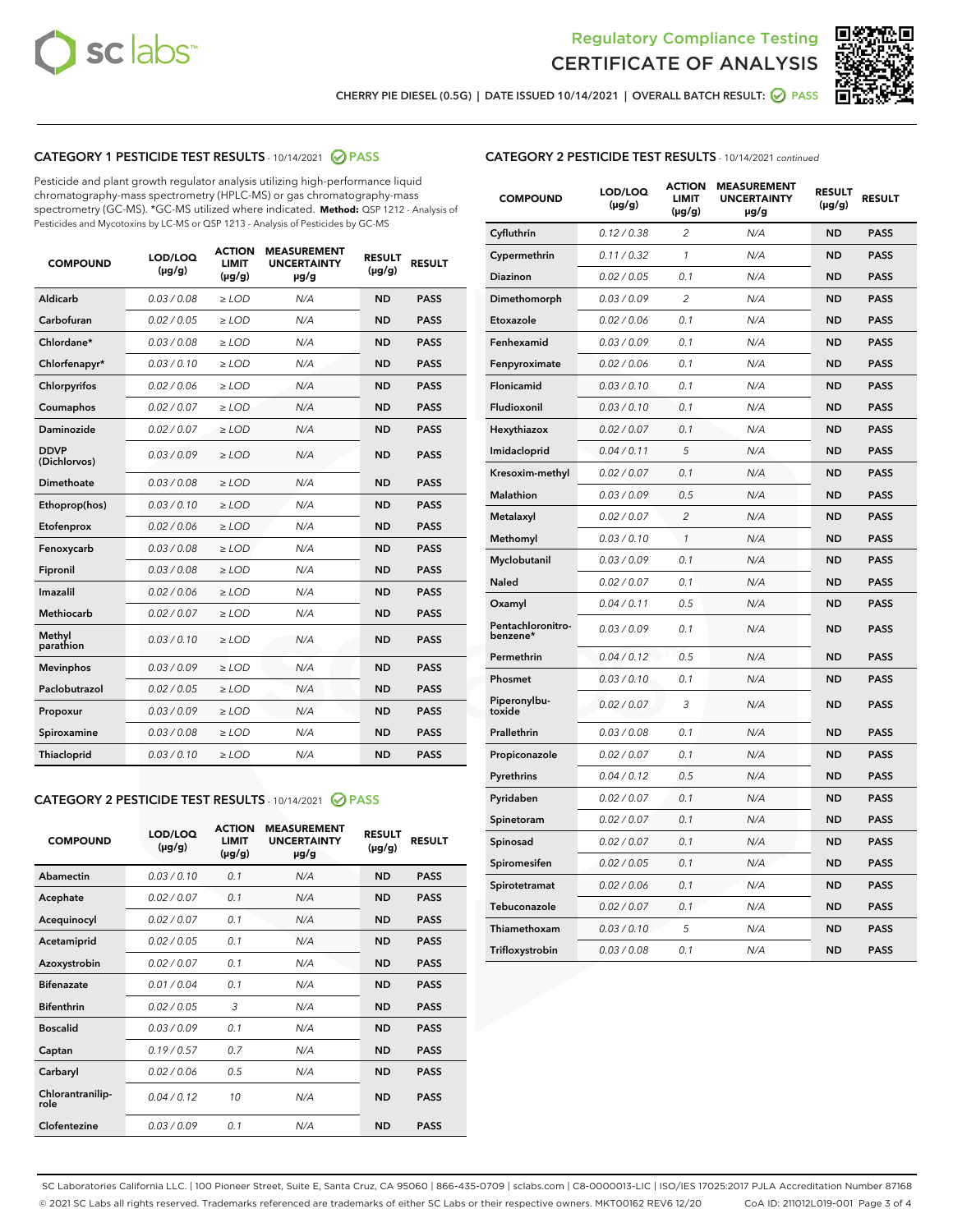Regulatory Compliance Testing
CERTIFICATE OF ANALYSIS

CHERRY PIE DIESEL (0.5G) | DATE ISSUED 10/14/2021 | OVERALL BATCH RESULT: PASS

## CATEGORY 1 PESTICIDE TEST RESULTS - 10/14/2021 PASS

Pesticide and plant growth regulator analysis utilizing high-performance liquid chromatography-mass spectrometry (HPLC-MS) or gas chromatography-mass spectrometry (GC-MS). *GC-MS utilized where indicated. **Method:** QSP 1212 - Analysis of Pesticides and Mycotoxins by LC-MS or QSP 1213 - Analysis of Pesticides by GC-MS

| COMPOUND | LOD/LOQ (µg/g) | ACTION LIMIT (µg/g) | MEASUREMENT UNCERTAINTY µg/g | RESULT (µg/g) | RESULT |
|---|---|---|---|---|---|
| Aldicarb | 0.03 / 0.08 | ≥ LOD | N/A | ND | PASS |
| Carbofuran | 0.02 / 0.05 | ≥ LOD | N/A | ND | PASS |
| Chlordane* | 0.03 / 0.08 | ≥ LOD | N/A | ND | PASS |
| Chlorfenapyr* | 0.03 / 0.10 | ≥ LOD | N/A | ND | PASS |
| Chlorpyrifos | 0.02 / 0.06 | ≥ LOD | N/A | ND | PASS |
| Coumaphos | 0.02 / 0.07 | ≥ LOD | N/A | ND | PASS |
| Daminozide | 0.02 / 0.07 | ≥ LOD | N/A | ND | PASS |
| DDVP (Dichlorvos) | 0.03 / 0.09 | ≥ LOD | N/A | ND | PASS |
| Dimethoate | 0.03 / 0.08 | ≥ LOD | N/A | ND | PASS |
| Ethoprop(hos) | 0.03 / 0.10 | ≥ LOD | N/A | ND | PASS |
| Etofenprox | 0.02 / 0.06 | ≥ LOD | N/A | ND | PASS |
| Fenoxycarb | 0.03 / 0.08 | ≥ LOD | N/A | ND | PASS |
| Fipronil | 0.03 / 0.08 | ≥ LOD | N/A | ND | PASS |
| Imazalil | 0.02 / 0.06 | ≥ LOD | N/A | ND | PASS |
| Methiocarb | 0.02 / 0.07 | ≥ LOD | N/A | ND | PASS |
| Methyl parathion | 0.03 / 0.10 | ≥ LOD | N/A | ND | PASS |
| Mevinphos | 0.03 / 0.09 | ≥ LOD | N/A | ND | PASS |
| Paclobutrazol | 0.02 / 0.05 | ≥ LOD | N/A | ND | PASS |
| Propoxur | 0.03 / 0.09 | ≥ LOD | N/A | ND | PASS |
| Spiroxamine | 0.03 / 0.08 | ≥ LOD | N/A | ND | PASS |
| Thiacloprid | 0.03 / 0.10 | ≥ LOD | N/A | ND | PASS |

## CATEGORY 2 PESTICIDE TEST RESULTS - 10/14/2021 PASS

| COMPOUND | LOD/LOQ (µg/g) | ACTION LIMIT (µg/g) | MEASUREMENT UNCERTAINTY µg/g | RESULT (µg/g) | RESULT |
|---|---|---|---|---|---|
| Abamectin | 0.03 / 0.10 | 0.1 | N/A | ND | PASS |
| Acephate | 0.02 / 0.07 | 0.1 | N/A | ND | PASS |
| Acequinocyl | 0.02 / 0.07 | 0.1 | N/A | ND | PASS |
| Acetamiprid | 0.02 / 0.05 | 0.1 | N/A | ND | PASS |
| Azoxystrobin | 0.02 / 0.07 | 0.1 | N/A | ND | PASS |
| Bifenazate | 0.01 / 0.04 | 0.1 | N/A | ND | PASS |
| Bifenthrin | 0.02 / 0.05 | 3 | N/A | ND | PASS |
| Boscalid | 0.03 / 0.09 | 0.1 | N/A | ND | PASS |
| Captan | 0.19 / 0.57 | 0.7 | N/A | ND | PASS |
| Carbaryl | 0.02 / 0.06 | 0.5 | N/A | ND | PASS |
| Chlorantraniliprole | 0.04 / 0.12 | 10 | N/A | ND | PASS |
| Clofentezine | 0.03 / 0.09 | 0.1 | N/A | ND | PASS |
| Cyfluthrin | 0.12 / 0.38 | 2 | N/A | ND | PASS |
| Cypermethrin | 0.11 / 0.32 | 1 | N/A | ND | PASS |
| Diazinon | 0.02 / 0.05 | 0.1 | N/A | ND | PASS |
| Dimethomorph | 0.03 / 0.09 | 2 | N/A | ND | PASS |
| Etoxazole | 0.02 / 0.06 | 0.1 | N/A | ND | PASS |
| Fenhexamid | 0.03 / 0.09 | 0.1 | N/A | ND | PASS |
| Fenpyroximate | 0.02 / 0.06 | 0.1 | N/A | ND | PASS |
| Flonicamid | 0.03 / 0.10 | 0.1 | N/A | ND | PASS |
| Fludioxonil | 0.03 / 0.10 | 0.1 | N/A | ND | PASS |
| Hexythiazox | 0.02 / 0.07 | 0.1 | N/A | ND | PASS |
| Imidacloprid | 0.04 / 0.11 | 5 | N/A | ND | PASS |
| Kresoxim-methyl | 0.02 / 0.07 | 0.1 | N/A | ND | PASS |
| Malathion | 0.03 / 0.09 | 0.5 | N/A | ND | PASS |
| Metalaxyl | 0.02 / 0.07 | 2 | N/A | ND | PASS |
| Methomyl | 0.03 / 0.10 | 1 | N/A | ND | PASS |
| Myclobutanil | 0.03 / 0.09 | 0.1 | N/A | ND | PASS |
| Naled | 0.02 / 0.07 | 0.1 | N/A | ND | PASS |
| Oxamyl | 0.04 / 0.11 | 0.5 | N/A | ND | PASS |
| Pentachloronitrobenzene* | 0.03 / 0.09 | 0.1 | N/A | ND | PASS |
| Permethrin | 0.04 / 0.12 | 0.5 | N/A | ND | PASS |
| Phosmet | 0.03 / 0.10 | 0.1 | N/A | ND | PASS |
| Piperonylbutoxide | 0.02 / 0.07 | 3 | N/A | ND | PASS |
| Prallethrin | 0.03 / 0.08 | 0.1 | N/A | ND | PASS |
| Propiconazole | 0.02 / 0.07 | 0.1 | N/A | ND | PASS |
| Pyrethrins | 0.04 / 0.12 | 0.5 | N/A | ND | PASS |
| Pyridaben | 0.02 / 0.07 | 0.1 | N/A | ND | PASS |
| Spinetoram | 0.02 / 0.07 | 0.1 | N/A | ND | PASS |
| Spinosad | 0.02 / 0.07 | 0.1 | N/A | ND | PASS |
| Spiromesifen | 0.02 / 0.05 | 0.1 | N/A | ND | PASS |
| Spirotetramat | 0.02 / 0.06 | 0.1 | N/A | ND | PASS |
| Tebuconazole | 0.02 / 0.07 | 0.1 | N/A | ND | PASS |
| Thiamethoxam | 0.03 / 0.10 | 5 | N/A | ND | PASS |
| Trifloxystrobin | 0.03 / 0.08 | 0.1 | N/A | ND | PASS |

SC Laboratories California LLC. | 100 Pioneer Street, Suite E, Santa Cruz, CA 95060 | 866-435-0709 | sclabs.com | C8-0000013-LIC | ISO/IES 17025:2017 PJLA Accreditation Number 87168
© 2021 SC Labs all rights reserved. Trademarks referenced are trademarks of either SC Labs or their respective owners. MKT00162 REV6 12/20 CoA ID: 211012L019-001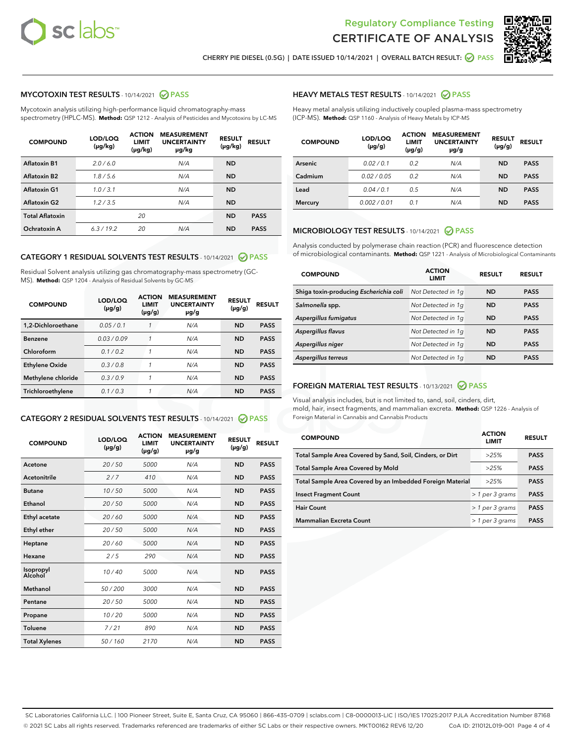Regulatory Compliance Testing
# CERTIFICATE OF ANALYSIS

CHERRY PIE DIESEL (0.5G) | DATE ISSUED 10/14/2021 | OVERALL BATCH RESULT: PASS

## MYCOTOXIN TEST RESULTS - 10/14/2021 PASS

Mycotoxin analysis utilizing high-performance liquid chromatography-mass spectrometry (HPLC-MS). **Method:** QSP 1212 - Analysis of Pesticides and Mycotoxins by LC-MS

| COMPOUND | LOD/LOQ (µg/kg) | ACTION LIMIT (µg/kg) | MEASUREMENT UNCERTAINTY µg/kg | RESULT (µg/kg) | RESULT |
|---|---|---|---|---|---|
| Aflatoxin B1 | 2.0 / 6.0 | | N/A | ND | |
| Aflatoxin B2 | 1.8 / 5.6 | | N/A | ND | |
| Aflatoxin G1 | 1.0 / 3.1 | | N/A | ND | |
| Aflatoxin G2 | 1.2 / 3.5 | | N/A | ND | |
| Total Aflatoxin | | 20 | | ND | PASS |
| Ochratoxin A | 6.3 / 19.2 | 20 | N/A | ND | PASS |

## CATEGORY 1 RESIDUAL SOLVENTS TEST RESULTS - 10/14/2021 PASS

Residual Solvent analysis utilizing gas chromatography-mass spectrometry (GC-MS). **Method:** QSP 1204 - Analysis of Residual Solvents by GC-MS

| COMPOUND | LOD/LOQ (µg/g) | ACTION LIMIT (µg/g) | MEASUREMENT UNCERTAINTY µg/g | RESULT (µg/g) | RESULT |
|---|---|---|---|---|---|
| 1,2-Dichloroethane | 0.05 / 0.1 | 1 | N/A | ND | PASS |
| Benzene | 0.03 / 0.09 | 1 | N/A | ND | PASS |
| Chloroform | 0.1 / 0.2 | 1 | N/A | ND | PASS |
| Ethylene Oxide | 0.3 / 0.8 | 1 | N/A | ND | PASS |
| Methylene chloride | 0.3 / 0.9 | 1 | N/A | ND | PASS |
| Trichloroethylene | 0.1 / 0.3 | 1 | N/A | ND | PASS |

## CATEGORY 2 RESIDUAL SOLVENTS TEST RESULTS - 10/14/2021 PASS

| COMPOUND | LOD/LOQ (µg/g) | ACTION LIMIT (µg/g) | MEASUREMENT UNCERTAINTY µg/g | RESULT (µg/g) | RESULT |
|---|---|---|---|---|---|
| Acetone | 20 / 50 | 5000 | N/A | ND | PASS |
| Acetonitrile | 2 / 7 | 410 | N/A | ND | PASS |
| Butane | 10 / 50 | 5000 | N/A | ND | PASS |
| Ethanol | 20 / 50 | 5000 | N/A | ND | PASS |
| Ethyl acetate | 20 / 60 | 5000 | N/A | ND | PASS |
| Ethyl ether | 20 / 50 | 5000 | N/A | ND | PASS |
| Heptane | 20 / 60 | 5000 | N/A | ND | PASS |
| Hexane | 2 / 5 | 290 | N/A | ND | PASS |
| Isopropyl Alcohol | 10 / 40 | 5000 | N/A | ND | PASS |
| Methanol | 50 / 200 | 3000 | N/A | ND | PASS |
| Pentane | 20 / 50 | 5000 | N/A | ND | PASS |
| Propane | 10 / 20 | 5000 | N/A | ND | PASS |
| Toluene | 7 / 21 | 890 | N/A | ND | PASS |
| Total Xylenes | 50 / 160 | 2170 | N/A | ND | PASS |

## HEAVY METALS TEST RESULTS - 10/14/2021 PASS

Heavy metal analysis utilizing inductively coupled plasma-mass spectrometry (ICP-MS). **Method:** QSP 1160 - Analysis of Heavy Metals by ICP-MS

| COMPOUND | LOD/LOQ (µg/g) | ACTION LIMIT (µg/g) | MEASUREMENT UNCERTAINTY µg/g | RESULT (µg/g) | RESULT |
|---|---|---|---|---|---|
| Arsenic | 0.02 / 0.1 | 0.2 | N/A | ND | PASS |
| Cadmium | 0.02 / 0.05 | 0.2 | N/A | ND | PASS |
| Lead | 0.04 / 0.1 | 0.5 | N/A | ND | PASS |
| Mercury | 0.002 / 0.01 | 0.1 | N/A | ND | PASS |

## MICROBIOLOGY TEST RESULTS - 10/14/2021 PASS

Analysis conducted by polymerase chain reaction (PCR) and fluorescence detection of microbiological contaminants. **Method:** QSP 1221 - Analysis of Microbiological Contaminants

| COMPOUND | ACTION LIMIT | RESULT | RESULT |
|---|---|---|---|
| Shiga toxin-producing *Escherichia coli* | Not Detected in 1g | ND | PASS |
| *Salmonella* spp. | Not Detected in 1g | ND | PASS |
| *Aspergillus fumigatus* | Not Detected in 1g | ND | PASS |
| *Aspergillus flavus* | Not Detected in 1g | ND | PASS |
| *Aspergillus niger* | Not Detected in 1g | ND | PASS |
| *Aspergillus terreus* | Not Detected in 1g | ND | PASS |

## FOREIGN MATERIAL TEST RESULTS - 10/13/2021 PASS

Visual analysis includes, but is not limited to, sand, soil, cinders, dirt, mold, hair, insect fragments, and mammalian excreta. **Method:** QSP 1226 - Analysis of Foreign Material in Cannabis and Cannabis Products

| COMPOUND | ACTION LIMIT | RESULT |
|---|---|---|
| Total Sample Area Covered by Sand, Soil, Cinders, or Dirt | >25% | PASS |
| Total Sample Area Covered by Mold | >25% | PASS |
| Total Sample Area Covered by an Imbedded Foreign Material | >25% | PASS |
| Insect Fragment Count | > 1 per 3 grams | PASS |
| Hair Count | > 1 per 3 grams | PASS |
| Mammalian Excreta Count | > 1 per 3 grams | PASS |

SC Laboratories California LLC. | 100 Pioneer Street, Suite E, Santa Cruz, CA 95060 | 866-435-0709 | sclabs.com | C8-0000013-LIC | ISO/IES 17025:2017 PJLA Accreditation Number 87168
© 2021 SC Labs all rights reserved. Trademarks referenced are trademarks of either SC Labs or their respective owners. MKT00162 REV6 12/20 CoA ID: 211012L019-001